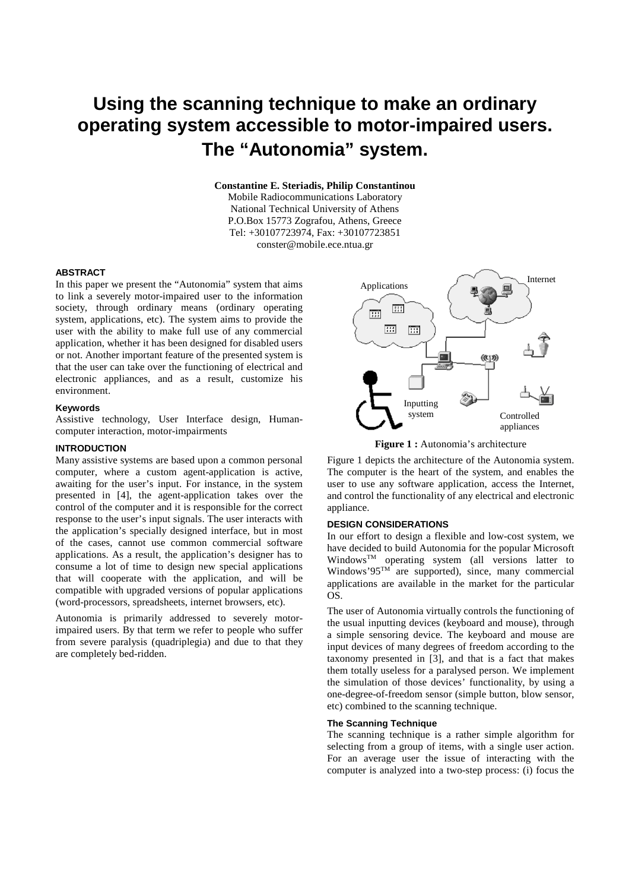# Using the scanning technique to make an ordinary operating system accessible to motor-impaired users. The "Autonomia" system.

**Constantine E. Steriadis, Philip Constantinou**
Mobile Radiocommunications Laboratory
National Technical University of Athens
P.O.Box 15773 Zografou, Athens, Greece
Tel: +30107723974, Fax: +30107723851
conster@mobile.ece.ntua.gr

### ABSTRACT

In this paper we present the "Autonomia" system that aims to link a severely motor-impaired user to the information society, through ordinary means (ordinary operating system, applications, etc). The system aims to provide the user with the ability to make full use of any commercial application, whether it has been designed for disabled users or not. Another important feature of the presented system is that the user can take over the functioning of electrical and electronic appliances, and as a result, customize his environment.

#### Keywords

Assistive technology, User Interface design, Human-computer interaction, motor-impairments

### INTRODUCTION

Many assistive systems are based upon a common personal computer, where a custom agent-application is active, awaiting for the user's input. For instance, in the system presented in [4], the agent-application takes over the control of the computer and it is responsible for the correct response to the user's input signals. The user interacts with the application's specially designed interface, but in most of the cases, cannot use common commercial software applications. As a result, the application's designer has to consume a lot of time to design new special applications that will cooperate with the application, and will be compatible with upgraded versions of popular applications (word-processors, spreadsheets, internet browsers, etc).

Autonomia is primarily addressed to severely motor-impaired users. By that term we refer to people who suffer from severe paralysis (quadriplegia) and due to that they are completely bed-ridden.

**Figure 1 :** Autonomia's architecture

Figure 1 depicts the architecture of the Autonomia system. The computer is the heart of the system, and enables the user to use any software application, access the Internet, and control the functionality of any electrical and electronic appliance.

### DESIGN CONSIDERATIONS

In our effort to design a flexible and low-cost system, we have decided to build Autonomia for the popular Microsoft Windows™ operating system (all versions latter to Windows'95™ are supported), since, many commercial applications are available in the market for the particular OS.

The user of Autonomia virtually controls the functioning of the usual inputting devices (keyboard and mouse), through a simple sensoring device. The keyboard and mouse are input devices of many degrees of freedom according to the taxonomy presented in [3], and that is a fact that makes them totally useless for a paralysed person. We implement the simulation of those devices' functionality, by using a one-degree-of-freedom sensor (simple button, blow sensor, etc) combined to the scanning technique.

#### The Scanning Technique

The scanning technique is a rather simple algorithm for selecting from a group of items, with a single user action. For an average user the issue of interacting with the computer is analyzed into a two-step process: (i) focus the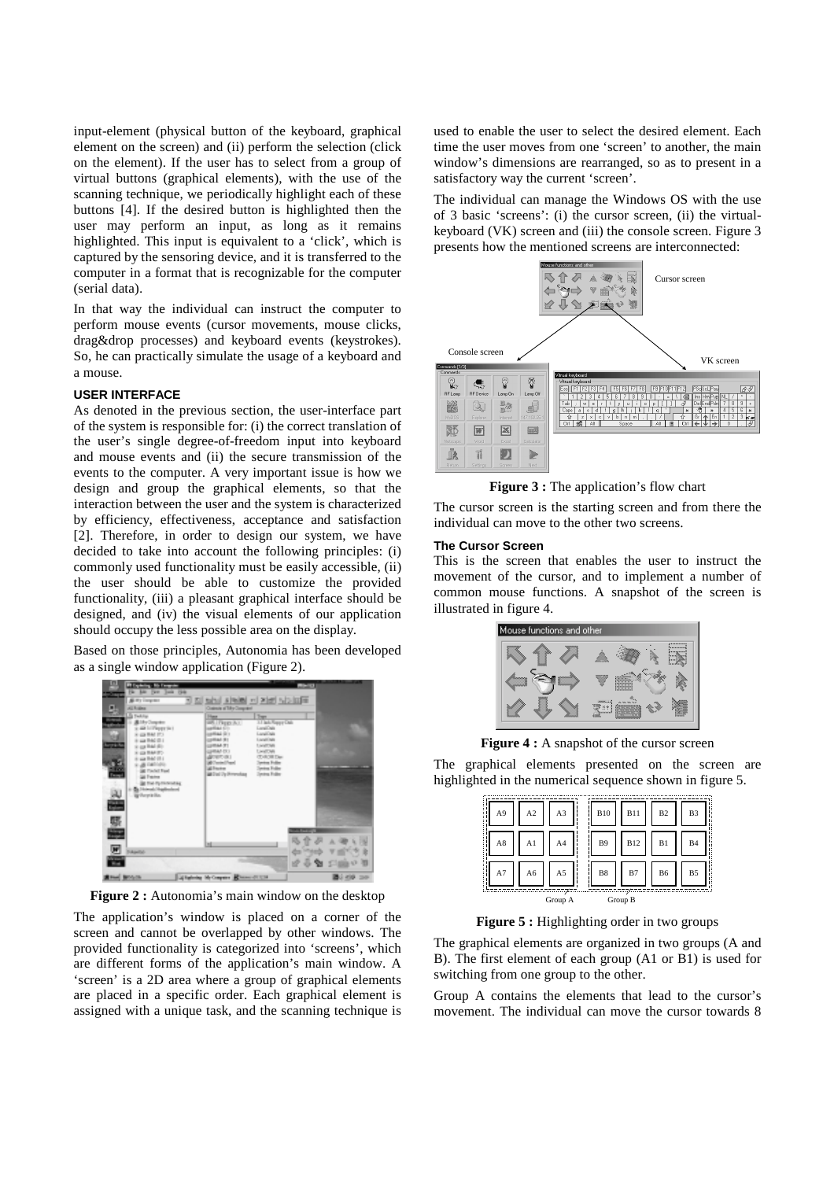input-element (physical button of the keyboard, graphical element on the screen) and (ii) perform the selection (click on the element). If the user has to select from a group of virtual buttons (graphical elements), with the use of the scanning technique, we periodically highlight each of these buttons [4]. If the desired button is highlighted then the user may perform an input, as long as it remains highlighted. This input is equivalent to a 'click', which is captured by the sensoring device, and it is transferred to the computer in a format that is recognizable for the computer (serial data).

In that way the individual can instruct the computer to perform mouse events (cursor movements, mouse clicks, drag&drop processes) and keyboard events (keystrokes). So, he can practically simulate the usage of a keyboard and a mouse.

## USER INTERFACE

As denoted in the previous section, the user-interface part of the system is responsible for: (i) the correct translation of the user's single degree-of-freedom input into keyboard and mouse events and (ii) the secure transmission of the events to the computer. A very important issue is how we design and group the graphical elements, so that the interaction between the user and the system is characterized by efficiency, effectiveness, acceptance and satisfaction [2]. Therefore, in order to design our system, we have decided to take into account the following principles: (i) commonly used functionality must be easily accessible, (ii) the user should be able to customize the provided functionality, (iii) a pleasant graphical interface should be designed, and (iv) the visual elements of our application should occupy the less possible area on the display.

Based on those principles, Autonomia has been developed as a single window application (Figure 2).

**Figure 2 :** Autonomia's main window on the desktop

The application's window is placed on a corner of the screen and cannot be overlapped by other windows. The provided functionality is categorized into 'screens', which are different forms of the application's main window. A 'screen' is a 2D area where a group of graphical elements are placed in a specific order. Each graphical element is assigned with a unique task, and the scanning technique is used to enable the user to select the desired element. Each time the user moves from one 'screen' to another, the main window's dimensions are rearranged, so as to present in a satisfactory way the current 'screen'.

The individual can manage the Windows OS with the use of 3 basic 'screens': (i) the cursor screen, (ii) the virtual-keyboard (VK) screen and (iii) the console screen. Figure 3 presents how the mentioned screens are interconnected:

**Figure 3 :** The application's flow chart

The cursor screen is the starting screen and from there the individual can move to the other two screens.

### The Cursor Screen

This is the screen that enables the user to instruct the movement of the cursor, and to implement a number of common mouse functions. A snapshot of the screen is illustrated in figure 4.

**Figure 4 :** A snapshot of the cursor screen

The graphical elements presented on the screen are highlighted in the numerical sequence shown in figure 5.

| A9 | A2 | A3 | B10 | B11 | B2 | B3 |
|---|---|---|---|---|---|---|
| A8 | A1 | A4 | B9 | B12 | B1 | B4 |
| A7 | A6 | A5 | B8 | B7 | B6 | B5 |

Group A, Group B

**Figure 5 :** Highlighting order in two groups

The graphical elements are organized in two groups (A and B). The first element of each group (A1 or B1) is used for switching from one group to the other.

Group A contains the elements that lead to the cursor's movement. The individual can move the cursor towards 8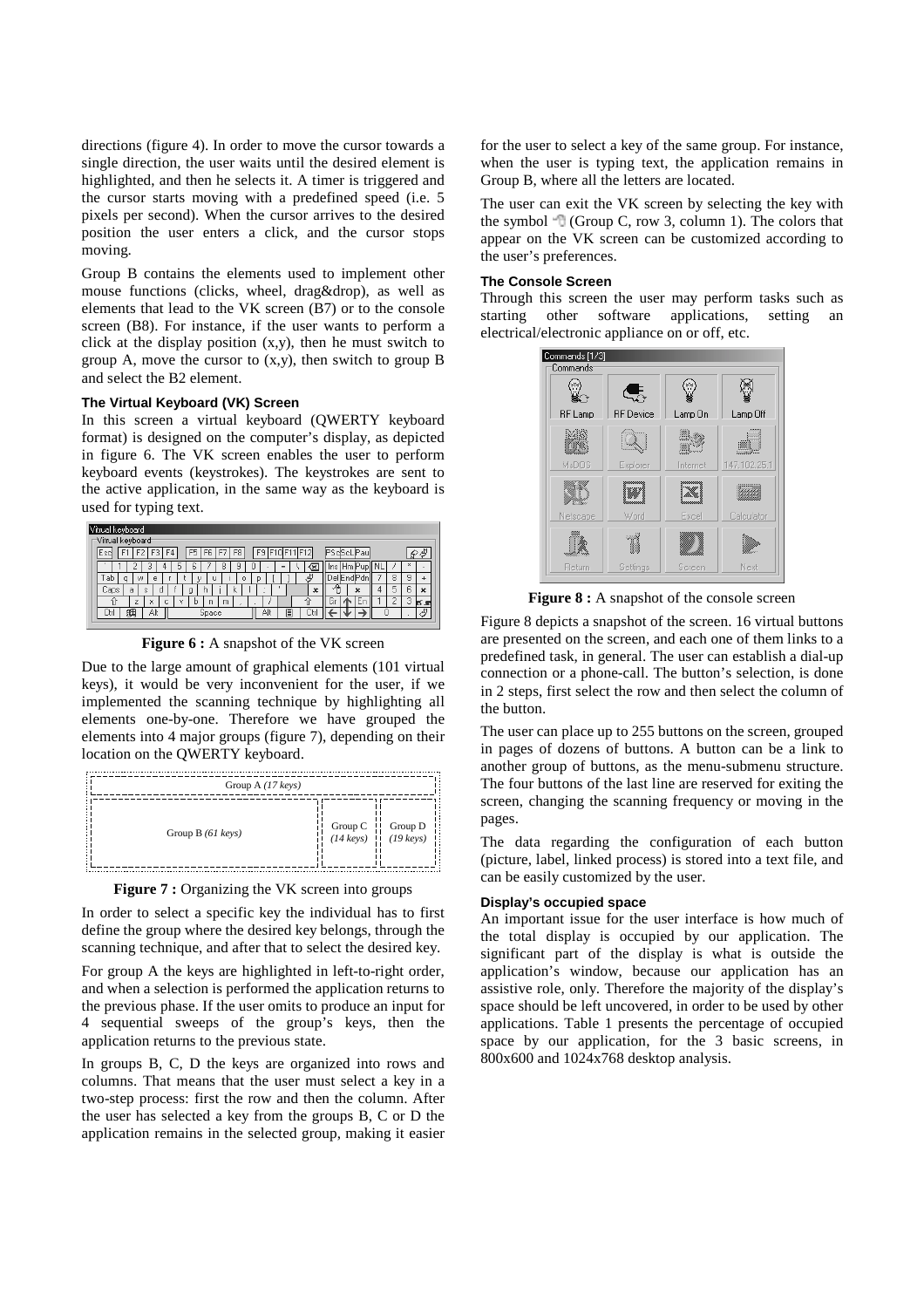directions (figure 4). In order to move the cursor towards a single direction, the user waits until the desired element is highlighted, and then he selects it. A timer is triggered and the cursor starts moving with a predefined speed (i.e. 5 pixels per second). When the cursor arrives to the desired position the user enters a click, and the cursor stops moving.

Group B contains the elements used to implement other mouse functions (clicks, wheel, drag&drop), as well as elements that lead to the VK screen (B7) or to the console screen (B8). For instance, if the user wants to perform a click at the display position (x,y), then he must switch to group A, move the cursor to (x,y), then switch to group B and select the B2 element.

#### The Virtual Keyboard (VK) Screen

In this screen a virtual keyboard (QWERTY keyboard format) is designed on the computer's display, as depicted in figure 6. The VK screen enables the user to perform keyboard events (keystrokes). The keystrokes are sent to the active application, in the same way as the keyboard is used for typing text.

**Figure 6 :** A snapshot of the VK screen

Due to the large amount of graphical elements (101 virtual keys), it would be very inconvenient for the user, if we implemented the scanning technique by highlighting all elements one-by-one. Therefore we have grouped the elements into 4 major groups (figure 7), depending on their location on the QWERTY keyboard.

| Group A *(17 keys)* | | |
|---|---|---|
| Group B *(61 keys)* | Group C *(14 keys)* | Group D *(19 keys)* |

**Figure 7 :** Organizing the VK screen into groups

In order to select a specific key the individual has to first define the group where the desired key belongs, through the scanning technique, and after that to select the desired key.

For group A the keys are highlighted in left-to-right order, and when a selection is performed the application returns to the previous phase. If the user omits to produce an input for 4 sequential sweeps of the group's keys, then the application returns to the previous state.

In groups B, C, D the keys are organized into rows and columns. That means that the user must select a key in a two-step process: first the row and then the column. After the user has selected a key from the groups B, C or D the application remains in the selected group, making it easier for the user to select a key of the same group. For instance, when the user is typing text, the application remains in Group B, where all the letters are located.

The user can exit the VK screen by selecting the key with the symbol (Group C, row 3, column 1). The colors that appear on the VK screen can be customized according to the user's preferences.

#### The Console Screen

Through this screen the user may perform tasks such as starting other software applications, setting an electrical/electronic appliance on or off, etc.

**Figure 8 :** A snapshot of the console screen

Figure 8 depicts a snapshot of the screen. 16 virtual buttons are presented on the screen, and each one of them links to a predefined task, in general. The user can establish a dial-up connection or a phone-call. The button's selection, is done in 2 steps, first select the row and then select the column of the button.

The user can place up to 255 buttons on the screen, grouped in pages of dozens of buttons. A button can be a link to another group of buttons, as the menu-submenu structure. The four buttons of the last line are reserved for exiting the screen, changing the scanning frequency or moving in the pages.

The data regarding the configuration of each button (picture, label, linked process) is stored into a text file, and can be easily customized by the user.

#### Display's occupied space

An important issue for the user interface is how much of the total display is occupied by our application. The significant part of the display is what is outside the application's window, because our application has an assistive role, only. Therefore the majority of the display's space should be left uncovered, in order to be used by other applications. Table 1 presents the percentage of occupied space by our application, for the 3 basic screens, in 800x600 and 1024x768 desktop analysis.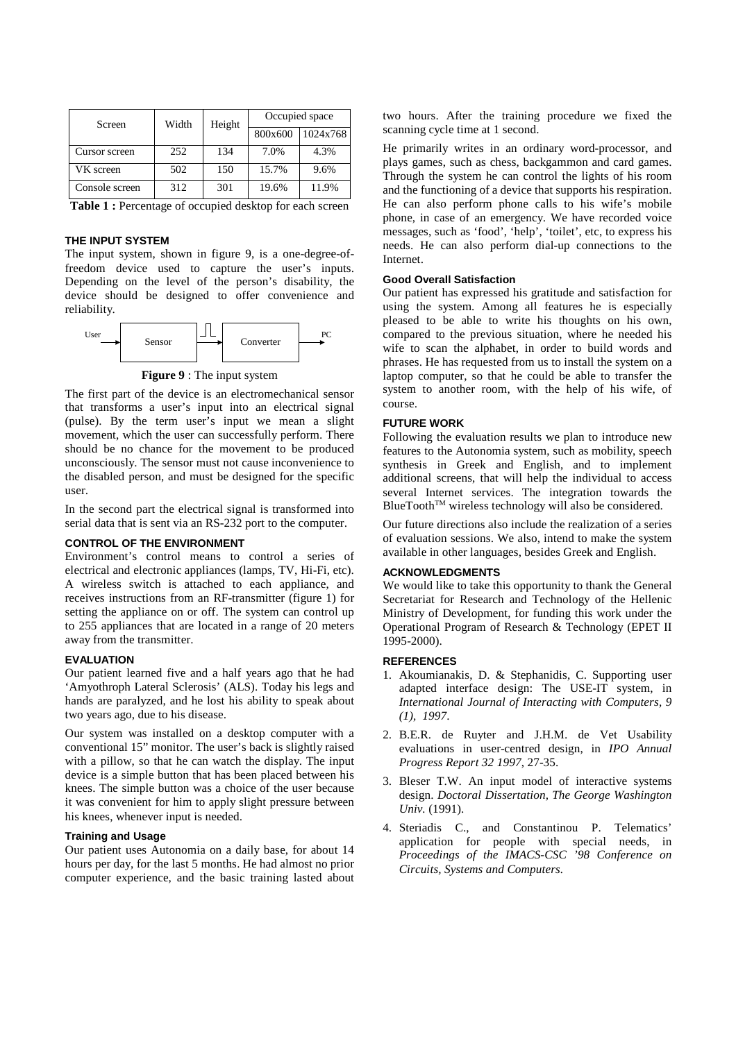| Screen | Width | Height | Occupied space | |
|---|---|---|---|---|
| | | | 800x600 | 1024x768 |
| Cursor screen | 252 | 134 | 7.0% | 4.3% |
| VK screen | 502 | 150 | 15.7% | 9.6% |
| Console screen | 312 | 301 | 19.6% | 11.9% |

**Table 1 :** Percentage of occupied desktop for each screen

### THE INPUT SYSTEM

The input system, shown in figure 9, is a one-degree-of-freedom device used to capture the user's inputs. Depending on the level of the person's disability, the device should be designed to offer convenience and reliability.

User → Sensor → Converter → PC

**Figure 9** : The input system

The first part of the device is an electromechanical sensor that transforms a user's input into an electrical signal (pulse). By the term user's input we mean a slight movement, which the user can successfully perform. There should be no chance for the movement to be produced unconsciously. The sensor must not cause inconvenience to the disabled person, and must be designed for the specific user.

In the second part the electrical signal is transformed into serial data that is sent via an RS-232 port to the computer.

### CONTROL OF THE ENVIRONMENT

Environment's control means to control a series of electrical and electronic appliances (lamps, TV, Hi-Fi, etc). A wireless switch is attached to each appliance, and receives instructions from an RF-transmitter (figure 1) for setting the appliance on or off. The system can control up to 255 appliances that are located in a range of 20 meters away from the transmitter.

### EVALUATION

Our patient learned five and a half years ago that he had 'Amyothroph Lateral Sclerosis' (ALS). Today his legs and hands are paralyzed, and he lost his ability to speak about two years ago, due to his disease.

Our system was installed on a desktop computer with a conventional 15" monitor. The user's back is slightly raised with a pillow, so that he can watch the display. The input device is a simple button that has been placed between his knees. The simple button was a choice of the user because it was convenient for him to apply slight pressure between his knees, whenever input is needed.

#### Training and Usage

Our patient uses Autonomia on a daily base, for about 14 hours per day, for the last 5 months. He had almost no prior computer experience, and the basic training lasted about two hours. After the training procedure we fixed the scanning cycle time at 1 second.

He primarily writes in an ordinary word-processor, and plays games, such as chess, backgammon and card games. Through the system he can control the lights of his room and the functioning of a device that supports his respiration. He can also perform phone calls to his wife's mobile phone, in case of an emergency. We have recorded voice messages, such as 'food', 'help', 'toilet', etc, to express his needs. He can also perform dial-up connections to the Internet.

#### Good Overall Satisfaction

Our patient has expressed his gratitude and satisfaction for using the system. Among all features he is especially pleased to be able to write his thoughts on his own, compared to the previous situation, where he needed his wife to scan the alphabet, in order to build words and phrases. He has requested from us to install the system on a laptop computer, so that he could be able to transfer the system to another room, with the help of his wife, of course.

### FUTURE WORK

Following the evaluation results we plan to introduce new features to the Autonomia system, such as mobility, speech synthesis in Greek and English, and to implement additional screens, that will help the individual to access several Internet services. The integration towards the BlueTooth™ wireless technology will also be considered.

Our future directions also include the realization of a series of evaluation sessions. We also, intend to make the system available in other languages, besides Greek and English.

### ACKNOWLEDGMENTS

We would like to take this opportunity to thank the General Secretariat for Research and Technology of the Hellenic Ministry of Development, for funding this work under the Operational Program of Research & Technology (EPET II 1995-2000).

### REFERENCES

1. Akoumianakis, D. & Stephanidis, C. Supporting user adapted interface design: The USE-IT system, in *International Journal of Interacting with Computers, 9 (1), 1997.*
2. B.E.R. de Ruyter and J.H.M. de Vet Usability evaluations in user-centred design, in *IPO Annual Progress Report 32 1997*, 27-35.
3. Bleser T.W. An input model of interactive systems design. *Doctoral Dissertation, The George Washington Univ.* (1991).
4. Steriadis C., and Constantinou P. Telematics' application for people with special needs, in *Proceedings of the IMACS-CSC '98 Conference on Circuits, Systems and Computers.*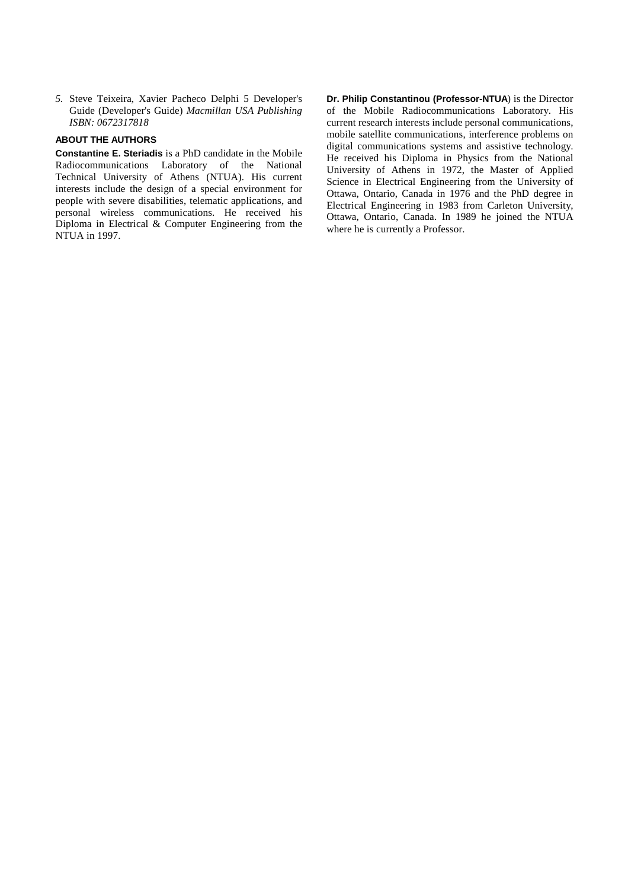5. Steve Teixeira, Xavier Pacheco Delphi 5 Developer's Guide (Developer's Guide) *Macmillan USA Publishing ISBN: 0672317818*

## ABOUT THE AUTHORS

**Constantine E. Steriadis** is a PhD candidate in the Mobile Radiocommunications Laboratory of the National Technical University of Athens (NTUA). His current interests include the design of a special environment for people with severe disabilities, telematic applications, and personal wireless communications. He received his Diploma in Electrical & Computer Engineering from the NTUA in 1997.

**Dr. Philip Constantinou (Professor-NTUA**) is the Director of the Mobile Radiocommunications Laboratory. His current research interests include personal communications, mobile satellite communications, interference problems on digital communications systems and assistive technology. He received his Diploma in Physics from the National University of Athens in 1972, the Master of Applied Science in Electrical Engineering from the University of Ottawa, Ontario, Canada in 1976 and the PhD degree in Electrical Engineering in 1983 from Carleton University, Ottawa, Ontario, Canada. In 1989 he joined the NTUA where he is currently a Professor.